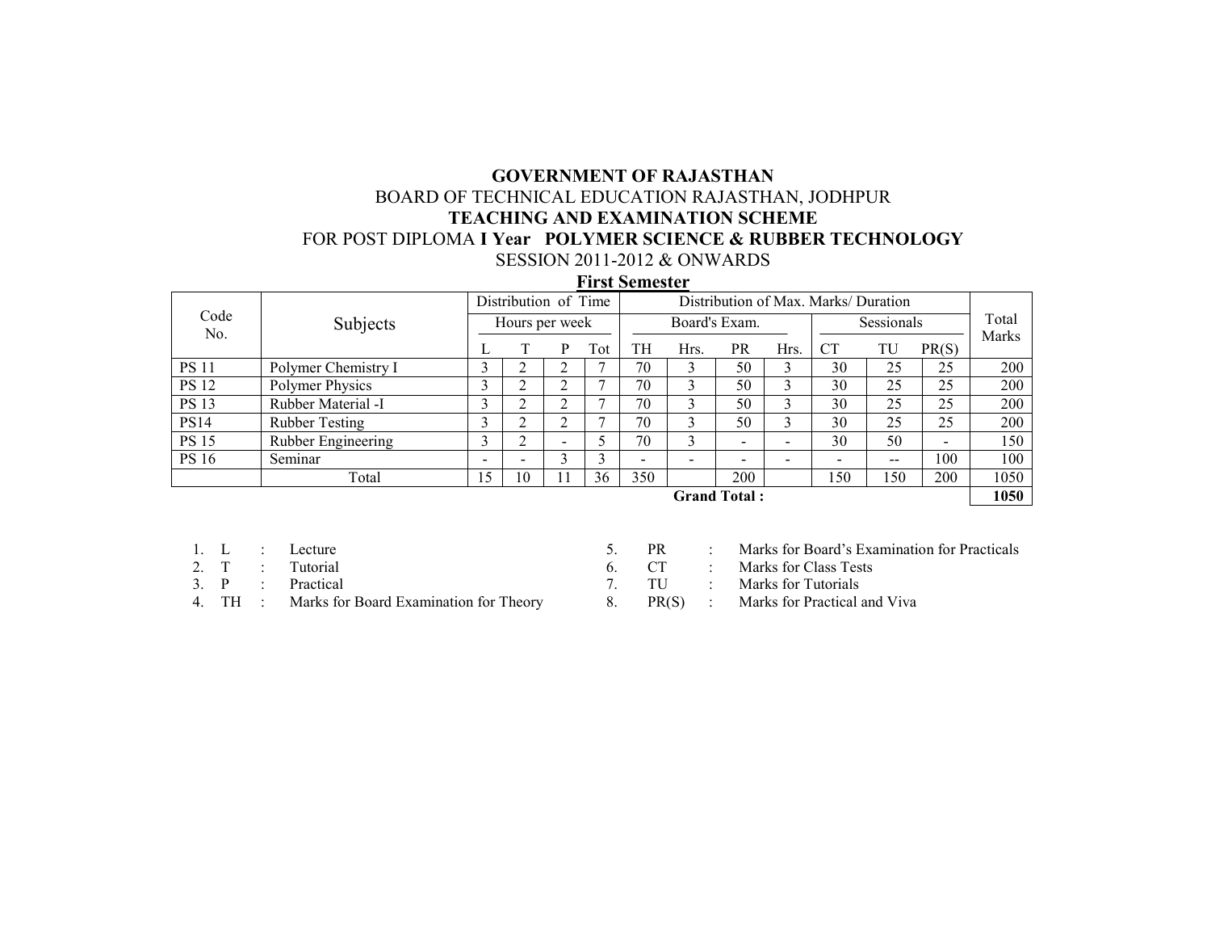**GOVERNMENT OF RAJASTHAN**

BOARD OF TECHNICAL EDUCATION RAJASTHAN, JODHPUR

**TEACHING AND EXAMINATION SCHEME**

FOR POST DIPLOMA **I Year POLYMER SCIENCE & RUBBER TECHNOLOGY**

SESSION 2011-2012 & ONWARDS

**First Semester**

| Code No. | Subjects | Distribution of Time | | | | Distribution of Max. Marks/ Duration | | | | | | | Total Marks |
|---|---|---|---|---|---|---|---|---|---|---|---|---|---|
| | | Hours per week | | | | Board's Exam. | | | | Sessionals | | | |
| | | L | T | P | Tot | TH | Hrs. | PR | Hrs. | CT | TU | PR(S) | |
| PS 11 | Polymer Chemistry I | 3 | 2 | 2 | 7 | 70 | 3 | 50 | 3 | 30 | 25 | 25 | 200 |
| PS 12 | Polymer Physics | 3 | 2 | 2 | 7 | 70 | 3 | 50 | 3 | 30 | 25 | 25 | 200 |
| PS 13 | Rubber Material -I | 3 | 2 | 2 | 7 | 70 | 3 | 50 | 3 | 30 | 25 | 25 | 200 |
| PS14 | Rubber Testing | 3 | 2 | 2 | 7 | 70 | 3 | 50 | 3 | 30 | 25 | 25 | 200 |
| PS 15 | Rubber Engineering | 3 | 2 | - | 5 | 70 | 3 | - | - | 30 | 50 | - | 150 |
| PS 16 | Seminar | - | - | 3 | 3 | - | - | - | - | - | -- | 100 | 100 |
| | Total | 15 | 10 | 11 | 36 | 350 | | 200 | | 150 | 150 | 200 | 1050 |
| | | | | | | | **Grand Total :** | | | | | | **1050** |

1. L : Lecture
2. T : Tutorial
3. P : Practical
4. TH : Marks for Board Examination for Theory
5. PR : Marks for Board's Examination for Practicals
6. CT : Marks for Class Tests
7. TU : Marks for Tutorials
8. PR(S) : Marks for Practical and Viva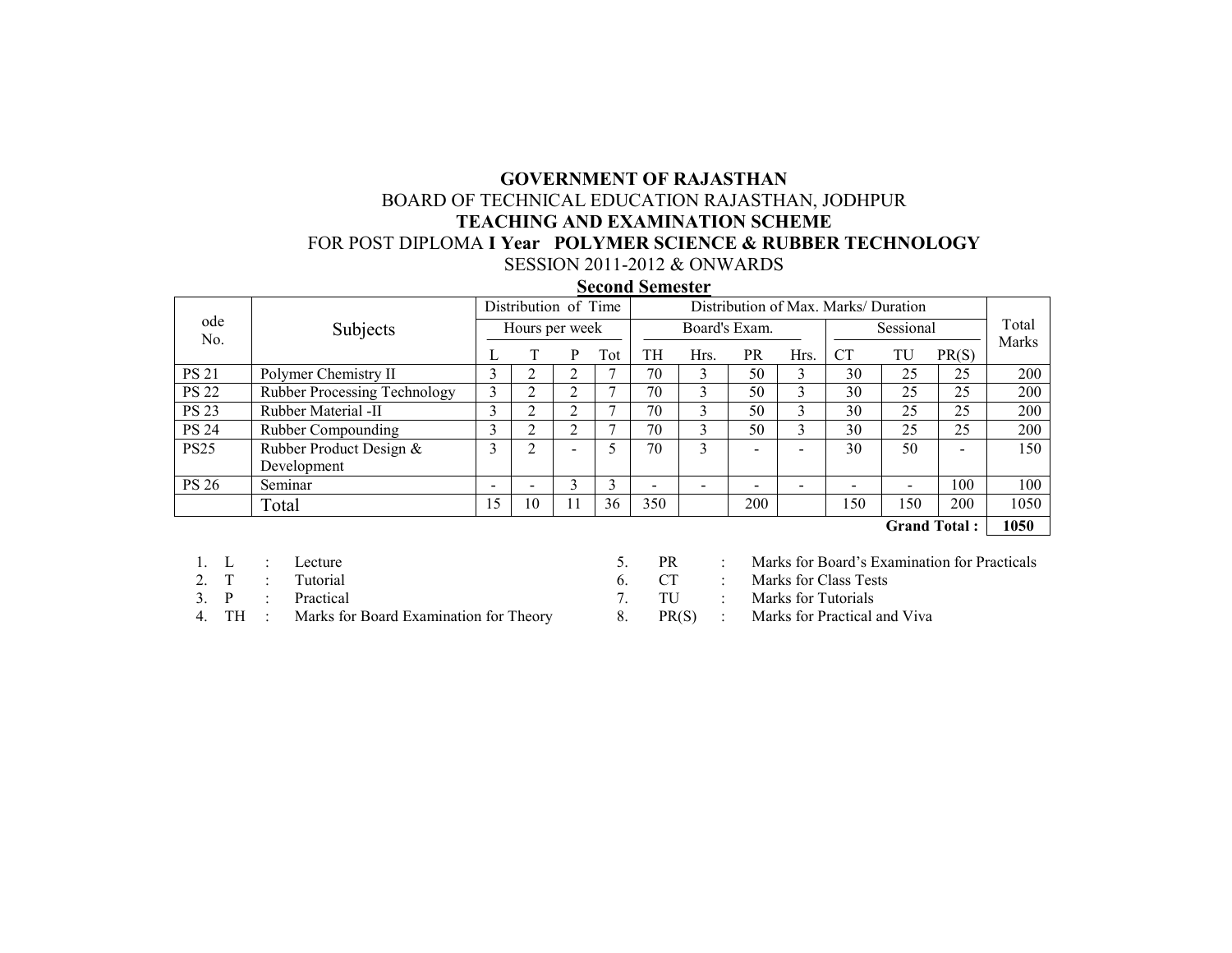**GOVERNMENT OF RAJASTHAN**

BOARD OF TECHNICAL EDUCATION RAJASTHAN, JODHPUR

**TEACHING AND EXAMINATION SCHEME**

FOR POST DIPLOMA **I Year POLYMER SCIENCE & RUBBER TECHNOLOGY**

SESSION 2011-2012 & ONWARDS

**Second Semester**

| ode No. | Subjects | Distribution of Time | | | | Distribution of Max. Marks/ Duration | | | | | | | Total Marks |
|---|---|---|---|---|---|---|---|---|---|---|---|---|---|
| | | Hours per week | | | | Board's Exam. | | | | Sessional | | | |
| | | L | T | P | Tot | TH | Hrs. | PR | Hrs. | CT | TU | PR(S) | |
| PS 21 | Polymer Chemistry II | 3 | 2 | 2 | 7 | 70 | 3 | 50 | 3 | 30 | 25 | 25 | 200 |
| PS 22 | Rubber Processing Technology | 3 | 2 | 2 | 7 | 70 | 3 | 50 | 3 | 30 | 25 | 25 | 200 |
| PS 23 | Rubber Material -II | 3 | 2 | 2 | 7 | 70 | 3 | 50 | 3 | 30 | 25 | 25 | 200 |
| PS 24 | Rubber Compounding | 3 | 2 | 2 | 7 | 70 | 3 | 50 | 3 | 30 | 25 | 25 | 200 |
| PS25 | Rubber Product Design & Development | 3 | 2 | - | 5 | 70 | 3 | - | - | 30 | 50 | - | 150 |
| PS 26 | Seminar | - | - | 3 | 3 | - | - | - | - | - | - | 100 | 100 |
| | Total | 15 | 10 | 11 | 36 | 350 | | 200 | | 150 | 150 | 200 | 1050 |
| | | | | | | | | | | | | **Grand Total :** | **1050** |

1. L : Lecture
2. T : Tutorial
3. P : Practical
4. TH : Marks for Board Examination for Theory
5. PR : Marks for Board's Examination for Practicals
6. CT : Marks for Class Tests
7. TU : Marks for Tutorials
8. PR(S) : Marks for Practical and Viva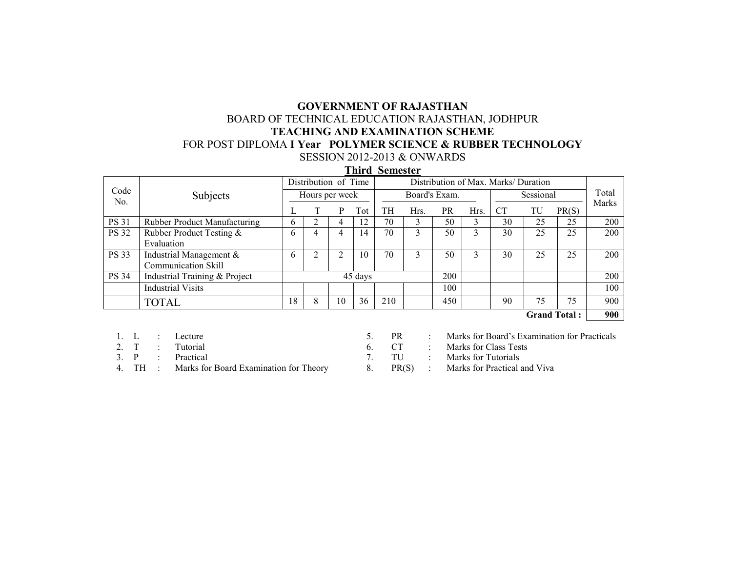**GOVERNMENT OF RAJASTHAN**

BOARD OF TECHNICAL EDUCATION RAJASTHAN, JODHPUR

**TEACHING AND EXAMINATION SCHEME**

FOR POST DIPLOMA **I Year POLYMER SCIENCE & RUBBER TECHNOLOGY**

SESSION 2012-2013 & ONWARDS

**Third Semester**

| Code No. | Subjects | Distribution of Time | | | | Distribution of Max. Marks/ Duration | | | | | | | Total Marks |
|---|---|---|---|---|---|---|---|---|---|---|---|---|---|
| | | Hours per week | | | | Board's Exam. | | | | Sessional | | | |
| | | L | T | P | Tot | TH | Hrs. | PR | Hrs. | CT | TU | PR(S) | |
| PS 31 | Rubber Product Manufacturing | 6 | 2 | 4 | 12 | 70 | 3 | 50 | 3 | 30 | 25 | 25 | 200 |
| PS 32 | Rubber Product Testing & Evaluation | 6 | 4 | 4 | 14 | 70 | 3 | 50 | 3 | 30 | 25 | 25 | 200 |
| PS 33 | Industrial Management & Communication Skill | 6 | 2 | 2 | 10 | 70 | 3 | 50 | 3 | 30 | 25 | 25 | 200 |
| PS 34 | Industrial Training & Project | 45 days | | | | | | 200 | | | | | 200 |
| | Industrial Visits | | | | | | | 100 | | | | | 100 |
| | TOTAL | 18 | 8 | 10 | 36 | 210 | | 450 | | 90 | 75 | 75 | 900 |
| | | | | | | | | | | | | **Grand Total :** | **900** |

1. L : Lecture
2. T : Tutorial
3. P : Practical
4. TH : Marks for Board Examination for Theory
5. PR : Marks for Board's Examination for Practicals
6. CT : Marks for Class Tests
7. TU : Marks for Tutorials
8. PR(S) : Marks for Practical and Viva